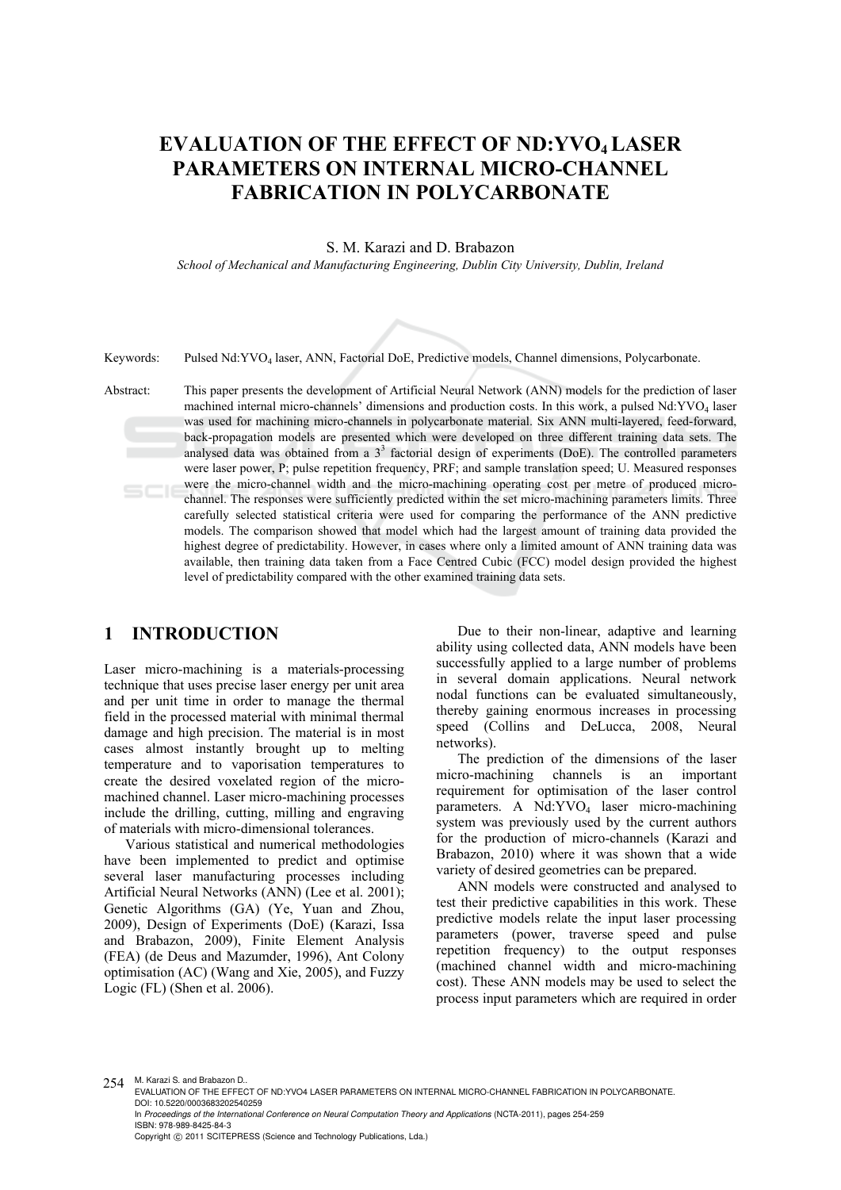# EVALUATION OF THE EFFECT OF ND:$YVO_4$ LASER PARAMETERS ON INTERNAL MICRO-CHANNEL FABRICATION IN POLYCARBONATE

S. M. Karazi and D. Brabazon

*School of Mechanical and Manufacturing Engineering, Dublin City University, Dublin, Ireland*

Keywords: Pulsed Nd:$YVO_4$ laser, ANN, Factorial DoE, Predictive models, Channel dimensions, Polycarbonate.

Abstract: This paper presents the development of Artificial Neural Network (ANN) models for the prediction of laser machined internal micro-channels' dimensions and production costs. In this work, a pulsed Nd:$YVO_4$ laser was used for machining micro-channels in polycarbonate material. Six ANN multi-layered, feed-forward, back-propagation models are presented which were developed on three different training data sets. The analysed data was obtained from a $3^3$ factorial design of experiments (DoE). The controlled parameters were laser power, P; pulse repetition frequency, PRF; and sample translation speed; U. Measured responses were the micro-channel width and the micro-machining operating cost per metre of produced micro-channel. The responses were sufficiently predicted within the set micro-machining parameters limits. Three carefully selected statistical criteria were used for comparing the performance of the ANN predictive models. The comparison showed that model which had the largest amount of training data provided the highest degree of predictability. However, in cases where only a limited amount of ANN training data was available, then training data taken from a Face Centred Cubic (FCC) model design provided the highest level of predictability compared with the other examined training data sets.

## 1 INTRODUCTION

Laser micro-machining is a materials-processing technique that uses precise laser energy per unit area and per unit time in order to manage the thermal field in the processed material with minimal thermal damage and high precision. The material is in most cases almost instantly brought up to melting temperature and to vaporisation temperatures to create the desired voxelated region of the micro-machined channel. Laser micro-machining processes include the drilling, cutting, milling and engraving of materials with micro-dimensional tolerances.

Various statistical and numerical methodologies have been implemented to predict and optimise several laser manufacturing processes including Artificial Neural Networks (ANN) (Lee et al. 2001); Genetic Algorithms (GA) (Ye, Yuan and Zhou, 2009), Design of Experiments (DoE) (Karazi, Issa and Brabazon, 2009), Finite Element Analysis (FEA) (de Deus and Mazumder, 1996), Ant Colony optimisation (AC) (Wang and Xie, 2005), and Fuzzy Logic (FL) (Shen et al. 2006).

Due to their non-linear, adaptive and learning ability using collected data, ANN models have been successfully applied to a large number of problems in several domain applications. Neural network nodal functions can be evaluated simultaneously, thereby gaining enormous increases in processing speed (Collins and DeLucca, 2008, Neural networks).

The prediction of the dimensions of the laser micro-machining channels is an important requirement for optimisation of the laser control parameters. A Nd:$YVO_4$ laser micro-machining system was previously used by the current authors for the production of micro-channels (Karazi and Brabazon, 2010) where it was shown that a wide variety of desired geometries can be prepared.

ANN models were constructed and analysed to test their predictive capabilities in this work. These predictive models relate the input laser processing parameters (power, traverse speed and pulse repetition frequency) to the output responses (machined channel width and micro-machining cost). These ANN models may be used to select the process input parameters which are required in order

M. Karazi S. and Brabazon D..
EVALUATION OF THE EFFECT OF ND:YVO4 LASER PARAMETERS ON INTERNAL MICRO-CHANNEL FABRICATION IN POLYCARBONATE.
DOI: 10.5220/0003683202540259
In *Proceedings of the International Conference on Neural Computation Theory and Applications* (NCTA-2011), pages 254-259
ISBN: 978-989-8425-84-3
Copyright © 2011 SCITEPRESS (Science and Technology Publications, Lda.)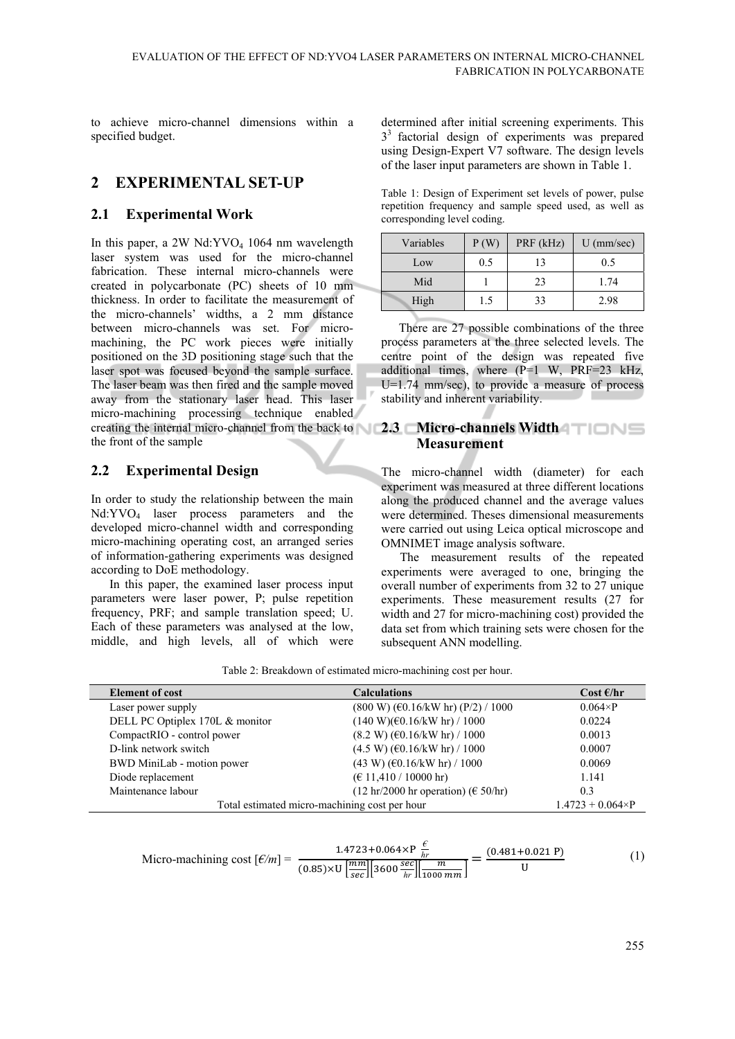to achieve micro-channel dimensions within a specified budget.

## 2 EXPERIMENTAL SET-UP

### 2.1 Experimental Work

In this paper, a 2W Nd:$YVO_4$ 1064 nm wavelength laser system was used for the micro-channel fabrication. These internal micro-channels were created in polycarbonate (PC) sheets of 10 mm thickness. In order to facilitate the measurement of the micro-channels' widths, a 2 mm distance between micro-channels was set. For micro-machining, the PC work pieces were initially positioned on the 3D positioning stage such that the laser spot was focused beyond the sample surface. The laser beam was then fired and the sample moved away from the stationary laser head. This laser micro-machining processing technique enabled creating the internal micro-channel from the back to the front of the sample

### 2.2 Experimental Design

In order to study the relationship between the main Nd:$YVO_4$ laser process parameters and the developed micro-channel width and corresponding micro-machining operating cost, an arranged series of information-gathering experiments was designed according to DoE methodology.

In this paper, the examined laser process input parameters were laser power, P; pulse repetition frequency, PRF; and sample translation speed; U. Each of these parameters was analysed at the low, middle, and high levels, all of which were determined after initial screening experiments. This $3^3$ factorial design of experiments was prepared using Design-Expert V7 software. The design levels of the laser input parameters are shown in Table 1.

Table 1: Design of Experiment set levels of power, pulse repetition frequency and sample speed used, as well as corresponding level coding.

| Variables | P (W) | PRF (kHz) | U (mm/sec) |
|---|---|---|---|
| Low | 0.5 | 13 | 0.5 |
| Mid | 1 | 23 | 1.74 |
| High | 1.5 | 33 | 2.98 |

There are 27 possible combinations of the three process parameters at the three selected levels. The centre point of the design was repeated five additional times, where (P=1 W, PRF=23 kHz, U=1.74 mm/sec), to provide a measure of process stability and inherent variability.

### 2.3 Micro-channels Width Measurement

The micro-channel width (diameter) for each experiment was measured at three different locations along the produced channel and the average values were determined. Theses dimensional measurements were carried out using Leica optical microscope and OMNIMET image analysis software.

The measurement results of the repeated experiments were averaged to one, bringing the overall number of experiments from 32 to 27 unique experiments. These measurement results (27 for width and 27 for micro-machining cost) provided the data set from which training sets were chosen for the subsequent ANN modelling.

Table 2: Breakdown of estimated micro-machining cost per hour.

| Element of cost | Calculations | Cost €/hr |
|---|---|---|
| Laser power supply | (800 W) (€0.16/kW hr) (P/2) / 1000 | 0.064×P |
| DELL PC Optiplex 170L & monitor | (140 W)(€0.16/kW hr) / 1000 | 0.0224 |
| CompactRIO - control power | (8.2 W) (€0.16/kW hr) / 1000 | 0.0013 |
| D-link network switch | (4.5 W) (€0.16/kW hr) / 1000 | 0.0007 |
| BWD MiniLab - motion power | (43 W) (€0.16/kW hr) / 1000 | 0.0069 |
| Diode replacement | (€ 11,410 / 10000 hr) | 1.141 |
| Maintenance labour | (12 hr/2000 hr operation) (€ 50/hr) | 0.3 |
| Total estimated micro-machining cost per hour | | 1.4723 + 0.064×P |

$$\text{Micro-machining cost } [€/m] = \frac{1.4723+0.064\times \text{P} \ \frac{€}{hr}}{(0.85)\times \text{U}\left[\frac{mm}{sec}\right]\left[3600\frac{sec}{hr}\right]\left[\frac{m}{1000\,mm}\right]} = \frac{(0.481+0.021\ \text{P})}{\text{U}} \qquad (1)$$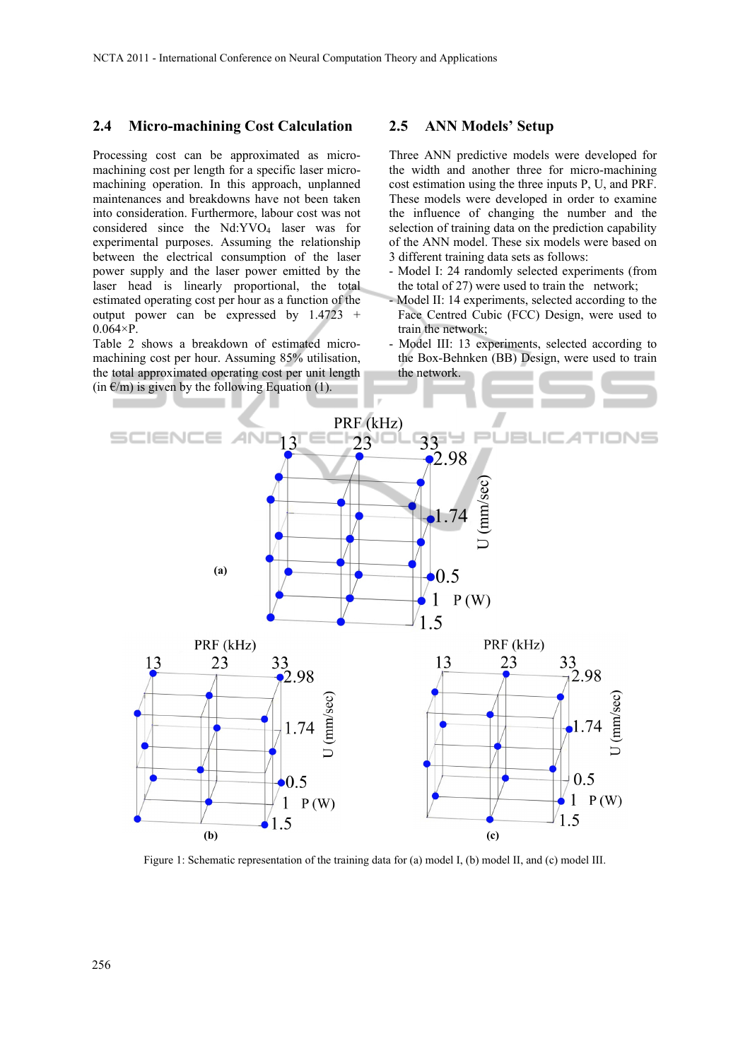## 2.4 Micro-machining Cost Calculation

Processing cost can be approximated as micro-machining cost per length for a specific laser micro-machining operation. In this approach, unplanned maintenances and breakdowns have not been taken into consideration. Furthermore, labour cost was not considered since the Nd:$YVO_4$ laser was for experimental purposes. Assuming the relationship between the electrical consumption of the laser power supply and the laser power emitted by the laser head is linearly proportional, the total estimated operating cost per hour as a function of the output power can be expressed by $1.4723 + 0.064 \times P$.

Table 2 shows a breakdown of estimated micro-machining cost per hour. Assuming 85% utilisation, the total approximated operating cost per unit length (in €/m) is given by the following Equation (1).

## 2.5 ANN Models' Setup

Three ANN predictive models were developed for the width and another three for micro-machining cost estimation using the three inputs P, U, and PRF. These models were developed in order to examine the influence of changing the number and the selection of training data on the prediction capability of the ANN model. These six models were based on 3 different training data sets as follows:

- Model I: 24 randomly selected experiments (from the total of 27) were used to train the network;
- Model II: 14 experiments, selected according to the Face Centred Cubic (FCC) Design, were used to train the network;
- Model III: 13 experiments, selected according to the Box-Behnken (BB) Design, were used to train the network.

Figure 1: Schematic representation of the training data for (a) model I, (b) model II, and (c) model III.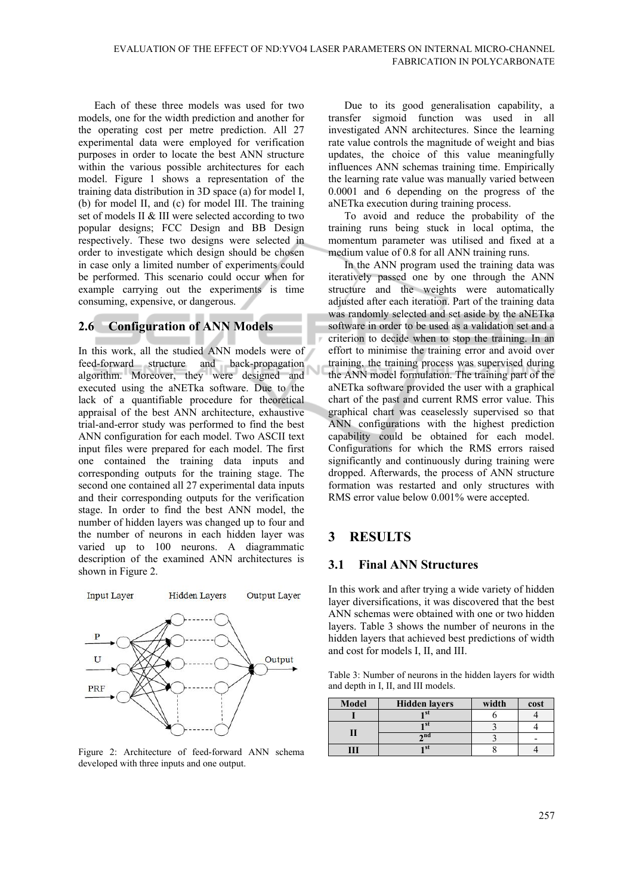Each of these three models was used for two models, one for the width prediction and another for the operating cost per metre prediction. All 27 experimental data were employed for verification purposes in order to locate the best ANN structure within the various possible architectures for each model. Figure 1 shows a representation of the training data distribution in 3D space (a) for model I, (b) for model II, and (c) for model III. The training set of models II & III were selected according to two popular designs; FCC Design and BB Design respectively. These two designs were selected in order to investigate which design should be chosen in case only a limited number of experiments could be performed. This scenario could occur when for example carrying out the experiments is time consuming, expensive, or dangerous.

### 2.6 Configuration of ANN Models

In this work, all the studied ANN models were of feed-forward structure and back-propagation algorithm. Moreover, they were designed and executed using the aNETka software. Due to the lack of a quantifiable procedure for theoretical appraisal of the best ANN architecture, exhaustive trial-and-error study was performed to find the best ANN configuration for each model. Two ASCII text input files were prepared for each model. The first one contained the training data inputs and corresponding outputs for the training stage. The second one contained all 27 experimental data inputs and their corresponding outputs for the verification stage. In order to find the best ANN model, the number of hidden layers was changed up to four and the number of neurons in each hidden layer was varied up to 100 neurons. A diagrammatic description of the examined ANN architectures is shown in Figure 2.

Figure 2: Architecture of feed-forward ANN schema developed with three inputs and one output.

Due to its good generalisation capability, a transfer sigmoid function was used in all investigated ANN architectures. Since the learning rate value controls the magnitude of weight and bias updates, the choice of this value meaningfully influences ANN schemas training time. Empirically the learning rate value was manually varied between 0.0001 and 6 depending on the progress of the aNETka execution during training process.

To avoid and reduce the probability of the training runs being stuck in local optima, the momentum parameter was utilised and fixed at a medium value of 0.8 for all ANN training runs.

In the ANN program used the training data was iteratively passed one by one through the ANN structure and the weights were automatically adjusted after each iteration. Part of the training data was randomly selected and set aside by the aNETka software in order to be used as a validation set and a criterion to decide when to stop the training. In an effort to minimise the training error and avoid over training, the training process was supervised during the ANN model formulation. The training part of the aNETka software provided the user with a graphical chart of the past and current RMS error value. This graphical chart was ceaselessly supervised so that ANN configurations with the highest prediction capability could be obtained for each model. Configurations for which the RMS errors raised significantly and continuously during training were dropped. Afterwards, the process of ANN structure formation was restarted and only structures with RMS error value below 0.001% were accepted.

## 3 RESULTS

### 3.1 Final ANN Structures

In this work and after trying a wide variety of hidden layer diversifications, it was discovered that the best ANN schemas were obtained with one or two hidden layers. Table 3 shows the number of neurons in the hidden layers that achieved best predictions of width and cost for models I, II, and III.

Table 3: Number of neurons in the hidden layers for width and depth in I, II, and III models.

| Model | Hidden layers | width | cost |
|---|---|---|---|
| I | 1st | 6 | 4 |
| II | 1st | 3 | 4 |
| | 2nd | 3 | - |
| III | 1st | 8 | 4 |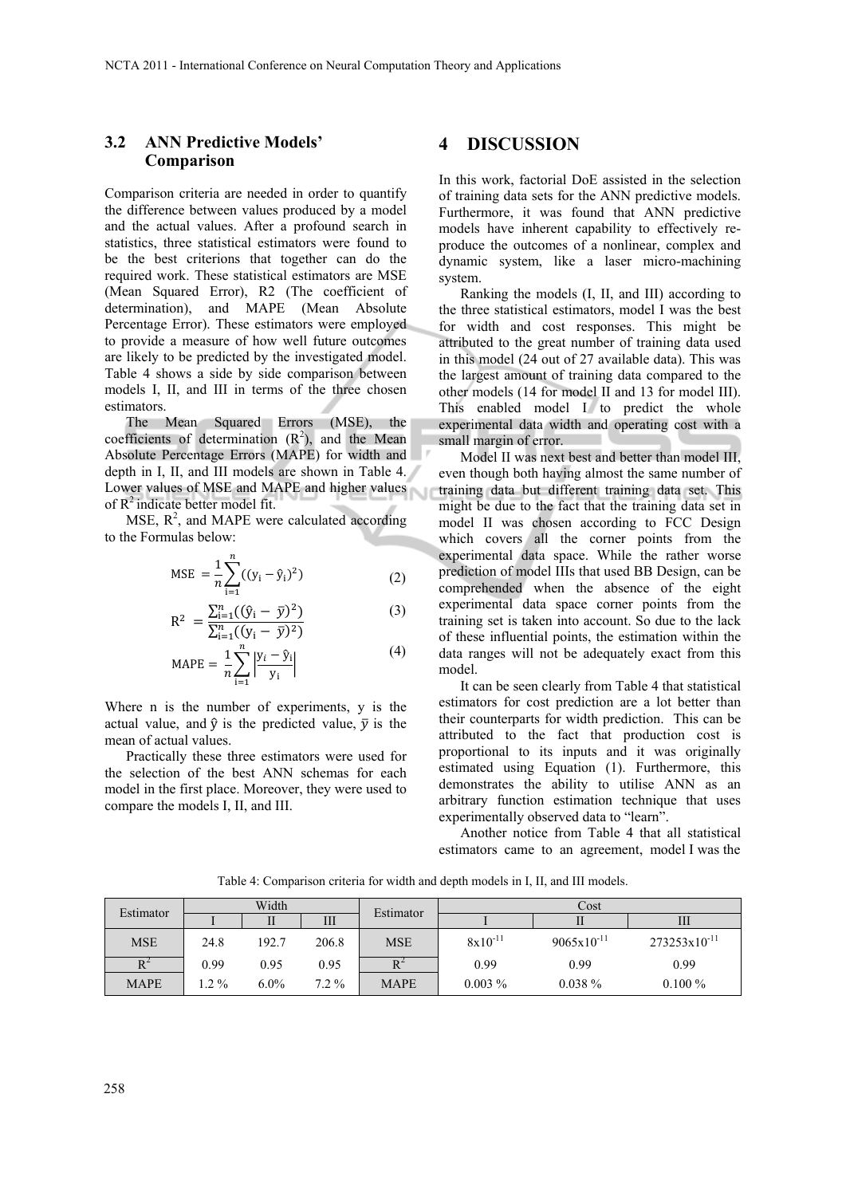### 3.2 ANN Predictive Models' Comparison

Comparison criteria are needed in order to quantify the difference between values produced by a model and the actual values. After a profound search in statistics, three statistical estimators were found to be the best criterions that together can do the required work. These statistical estimators are MSE (Mean Squared Error), R2 (The coefficient of determination), and MAPE (Mean Absolute Percentage Error). These estimators were employed to provide a measure of how well future outcomes are likely to be predicted by the investigated model. Table 4 shows a side by side comparison between models I, II, and III in terms of the three chosen estimators.

The Mean Squared Errors (MSE), the coefficients of determination ($R^2$), and the Mean Absolute Percentage Errors (MAPE) for width and depth in I, II, and III models are shown in Table 4. Lower values of MSE and MAPE and higher values of $R^2$ indicate better model fit.

MSE, $R^2$, and MAPE were calculated according to the Formulas below:

$$\mathrm{MSE} = \frac{1}{n}\sum_{i=1}^{n}((y_i - \hat{y}_i)^2) \quad (2)$$

$$R^2 = \frac{\sum_{i=1}^{n}((\hat{y}_i - \bar{y})^2)}{\sum_{i=1}^{n}((y_i - \bar{y})^2)} \quad (3)$$

$$\mathrm{MAPE} = \frac{1}{n}\sum_{i=1}^{n}\left|\frac{y_i - \hat{y}_i}{y_i}\right| \quad (4)$$

Where n is the number of experiments, y is the actual value, and $\hat{y}$ is the predicted value, $\bar{y}$ is the mean of actual values.

Practically these three estimators were used for the selection of the best ANN schemas for each model in the first place. Moreover, they were used to compare the models I, II, and III.

## 4 DISCUSSION

In this work, factorial DoE assisted in the selection of training data sets for the ANN predictive models. Furthermore, it was found that ANN predictive models have inherent capability to effectively re-produce the outcomes of a nonlinear, complex and dynamic system, like a laser micro-machining system.

Ranking the models (I, II, and III) according to the three statistical estimators, model I was the best for width and cost responses. This might be attributed to the great number of training data used in this model (24 out of 27 available data). This was the largest amount of training data compared to the other models (14 for model II and 13 for model III). This enabled model I to predict the whole experimental data width and operating cost with a small margin of error.

Model II was next best and better than model III, even though both having almost the same number of training data but different training data set. This might be due to the fact that the training data set in model II was chosen according to FCC Design which covers all the corner points from the experimental data space. While the rather worse prediction of model IIIs that used BB Design, can be comprehended when the absence of the eight experimental data space corner points from the training set is taken into account. So due to the lack of these influential points, the estimation within the data ranges will not be adequately exact from this model.

It can be seen clearly from Table 4 that statistical estimators for cost prediction are a lot better than their counterparts for width prediction. This can be attributed to the fact that production cost is proportional to its inputs and it was originally estimated using Equation (1). Furthermore, this demonstrates the ability to utilise ANN as an arbitrary function estimation technique that uses experimentally observed data to "learn".

Another notice from Table 4 that all statistical estimators came to an agreement, model I was the

Table 4: Comparison criteria for width and depth models in I, II, and III models.

| Estimator | Width | | | Estimator | Cost | | |
|---|---|---|---|---|---|---|---|
| | I | II | III | | I | II | III |
| MSE | 24.8 | 192.7 | 206.8 | MSE | $8\times10^{-11}$ | $9065\times10^{-11}$ | $273253\times10^{-11}$ |
| $R^2$ | 0.99 | 0.95 | 0.95 | $R^2$ | 0.99 | 0.99 | 0.99 |
| MAPE | 1.2 % | 6.0% | 7.2 % | MAPE | 0.003 % | 0.038 % | 0.100 % |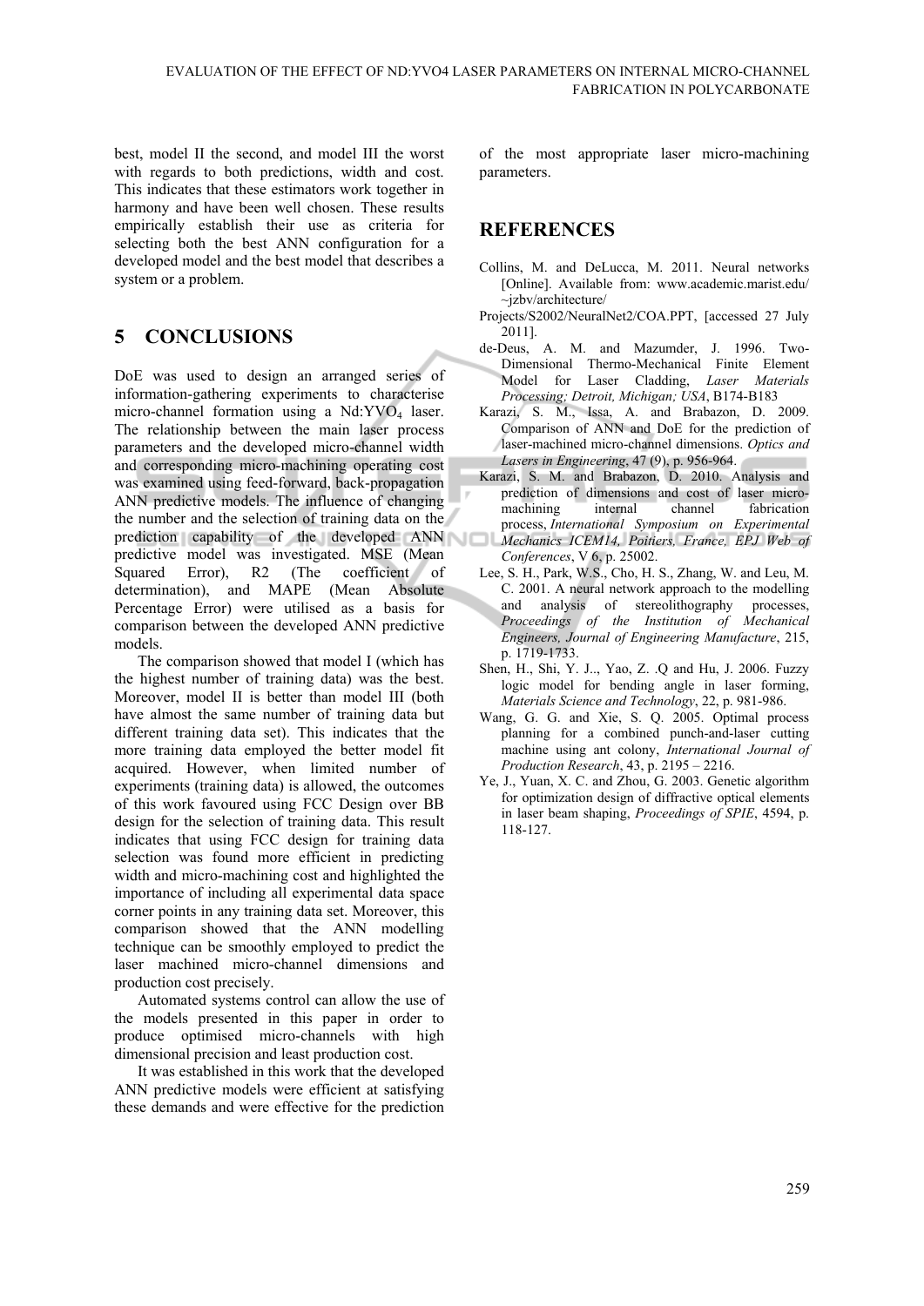best, model II the second, and model III the worst with regards to both predictions, width and cost. This indicates that these estimators work together in harmony and have been well chosen. These results empirically establish their use as criteria for selecting both the best ANN configuration for a developed model and the best model that describes a system or a problem.

## 5 CONCLUSIONS

DoE was used to design an arranged series of information-gathering experiments to characterise micro-channel formation using a Nd:$YVO_4$ laser. The relationship between the main laser process parameters and the developed micro-channel width and corresponding micro-machining operating cost was examined using feed-forward, back-propagation ANN predictive models. The influence of changing the number and the selection of training data on the prediction capability of the developed ANN predictive model was investigated. MSE (Mean Squared Error), R2 (The coefficient of determination), and MAPE (Mean Absolute Percentage Error) were utilised as a basis for comparison between the developed ANN predictive models.

The comparison showed that model I (which has the highest number of training data) was the best. Moreover, model II is better than model III (both have almost the same number of training data but different training data set). This indicates that the more training data employed the better model fit acquired. However, when limited number of experiments (training data) is allowed, the outcomes of this work favoured using FCC Design over BB design for the selection of training data. This result indicates that using FCC design for training data selection was found more efficient in predicting width and micro-machining cost and highlighted the importance of including all experimental data space corner points in any training data set. Moreover, this comparison showed that the ANN modelling technique can be smoothly employed to predict the laser machined micro-channel dimensions and production cost precisely.

Automated systems control can allow the use of the models presented in this paper in order to produce optimised micro-channels with high dimensional precision and least production cost.

It was established in this work that the developed ANN predictive models were efficient at satisfying these demands and were effective for the prediction of the most appropriate laser micro-machining parameters.

## REFERENCES

Collins, M. and DeLucca, M. 2011. Neural networks [Online]. Available from: www.academic.marist.edu/~jzbv/architecture/Projects/S2002/NeuralNet2/COA.PPT, [accessed 27 July 2011].

de-Deus, A. M. and Mazumder, J. 1996. Two-Dimensional Thermo-Mechanical Finite Element Model for Laser Cladding, *Laser Materials Processing; Detroit, Michigan; USA*, B174-B183

Karazi, S. M., Issa, A. and Brabazon, D. 2009. Comparison of ANN and DoE for the prediction of laser-machined micro-channel dimensions. *Optics and Lasers in Engineering*, 47 (9), p. 956-964.

Karazi, S. M. and Brabazon, D. 2010. Analysis and prediction of dimensions and cost of laser micro-machining internal channel fabrication process, *International Symposium on Experimental Mechanics ICEM14, Poitiers, France, EPJ Web of Conferences*, V 6, p. 25002.

Lee, S. H., Park, W.S., Cho, H. S., Zhang, W. and Leu, M. C. 2001. A neural network approach to the modelling and analysis of stereolithography processes, *Proceedings of the Institution of Mechanical Engineers, Journal of Engineering Manufacture*, 215, p. 1719-1733.

Shen, H., Shi, Y. J.., Yao, Z. .Q and Hu, J. 2006. Fuzzy logic model for bending angle in laser forming, *Materials Science and Technology*, 22, p. 981-986.

Wang, G. G. and Xie, S. Q. 2005. Optimal process planning for a combined punch-and-laser cutting machine using ant colony, *International Journal of Production Research*, 43, p. 2195 – 2216.

Ye, J., Yuan, X. C. and Zhou, G. 2003. Genetic algorithm for optimization design of diffractive optical elements in laser beam shaping, *Proceedings of SPIE*, 4594, p. 118-127.